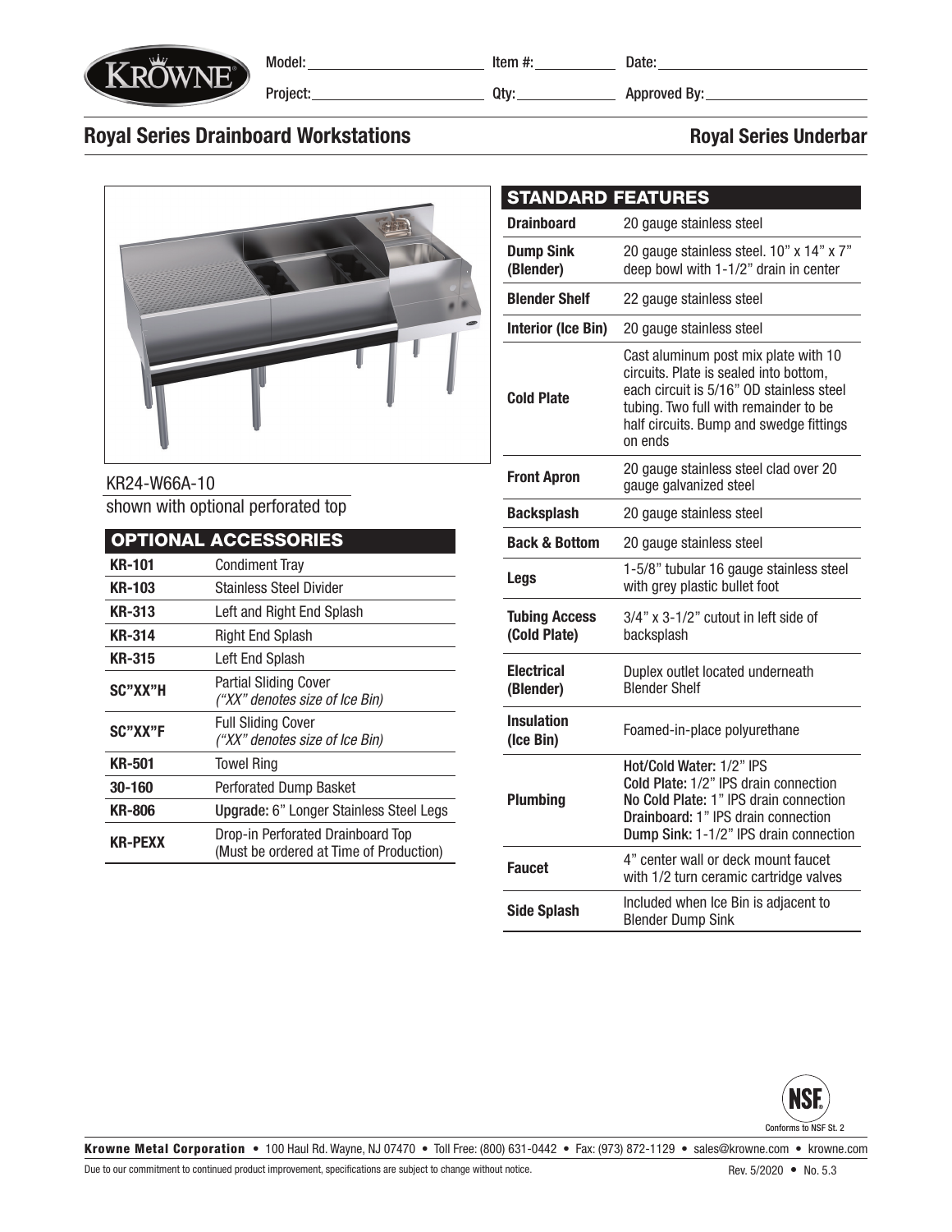Model: \_\_\_\_\_\_\_\_\_\_ Item #: \_\_\_\_\_\_\_\_\_\_ Date: \_\_\_\_\_\_\_\_\_\_

Project: \_\_\_\_\_\_\_\_\_\_ Qty: \_\_\_\_\_\_\_\_\_\_ Approved By: \_\_\_\_\_\_\_\_\_\_

# Royal Series Drainboard Workstations

## Royal Series Underbar

KR24-W66A-10

shown with optional perforated top

## OPTIONAL ACCESSORIES

| | |
|---|---|
| **KR-101** | Condiment Tray |
| **KR-103** | Stainless Steel Divider |
| **KR-313** | Left and Right End Splash |
| **KR-314** | Right End Splash |
| **KR-315** | Left End Splash |
| **SC"XX"H** | Partial Sliding Cover *("XX" denotes size of Ice Bin)* |
| **SC"XX"F** | Full Sliding Cover *("XX" denotes size of Ice Bin)* |
| **KR-501** | Towel Ring |
| **30-160** | Perforated Dump Basket |
| **KR-806** | **Upgrade:** 6" Longer Stainless Steel Legs |
| **KR-PEXX** | Drop-in Perforated Drainboard Top (Must be ordered at Time of Production) |

## STANDARD FEATURES

| | |
|---|---|
| **Drainboard** | 20 gauge stainless steel |
| **Dump Sink (Blender)** | 20 gauge stainless steel. 10" x 14" x 7" deep bowl with 1-1/2" drain in center |
| **Blender Shelf** | 22 gauge stainless steel |
| **Interior (Ice Bin)** | 20 gauge stainless steel |
| **Cold Plate** | Cast aluminum post mix plate with 10 circuits. Plate is sealed into bottom, each circuit is 5/16" OD stainless steel tubing. Two full with remainder to be half circuits. Bump and swedge fittings on ends |
| **Front Apron** | 20 gauge stainless steel clad over 20 gauge galvanized steel |
| **Backsplash** | 20 gauge stainless steel |
| **Back & Bottom** | 20 gauge stainless steel |
| **Legs** | 1-5/8" tubular 16 gauge stainless steel with grey plastic bullet foot |
| **Tubing Access (Cold Plate)** | 3/4" x 3-1/2" cutout in left side of backsplash |
| **Electrical (Blender)** | Duplex outlet located underneath Blender Shelf |
| **Insulation (Ice Bin)** | Foamed-in-place polyurethane |
| **Plumbing** | **Hot/Cold Water:** 1/2" IPS<br>**Cold Plate:** 1/2" IPS drain connection<br>**No Cold Plate:** 1" IPS drain connection<br>**Drainboard:** 1" IPS drain connection<br>**Dump Sink:** 1-1/2" IPS drain connection |
| **Faucet** | 4" center wall or deck mount faucet with 1/2 turn ceramic cartridge valves |
| **Side Splash** | Included when Ice Bin is adjacent to Blender Dump Sink |

Conforms to NSF St. 2

**Krowne Metal Corporation** • 100 Haul Rd. Wayne, NJ 07470 • Toll Free: (800) 631-0442 • Fax: (973) 872-1129 • sales@krowne.com • krowne.com

Due to our commitment to continued product improvement, specifications are subject to change without notice.

Rev. 5/2020 • No. 5.3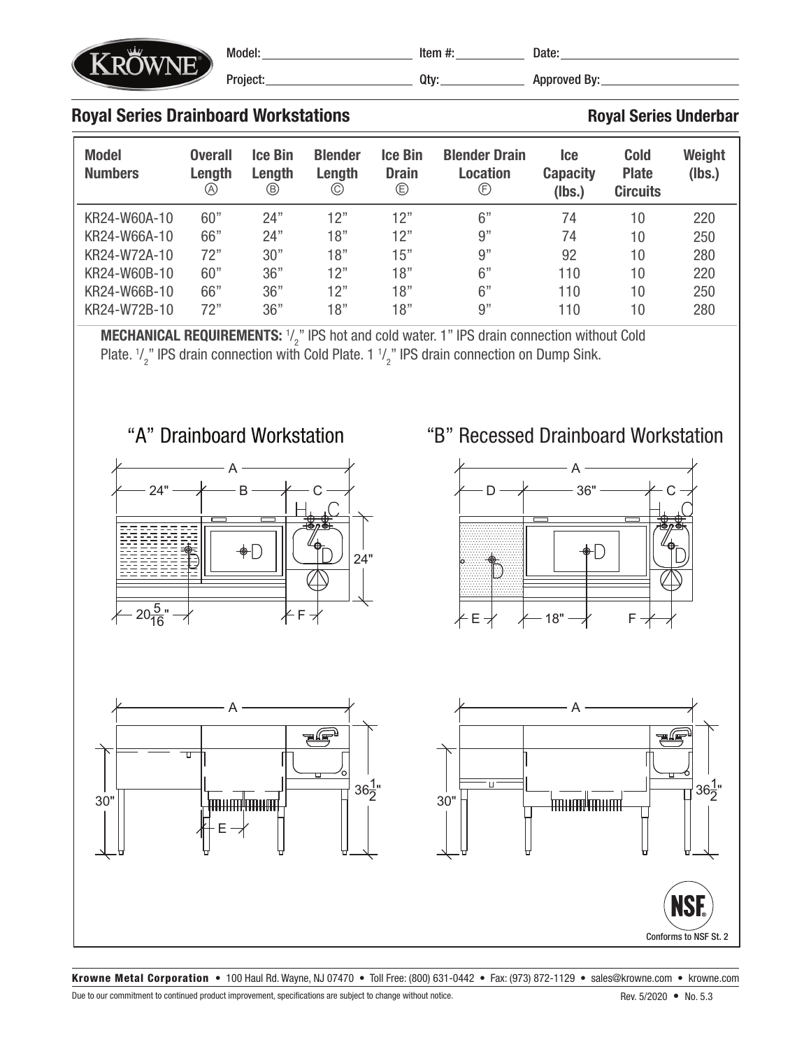Model: ______ Item #: ______ Date: ______

Project: ______ Qty: ______ Approved By: ______

## Royal Series Drainboard Workstations

**Royal Series Underbar**

| Model Numbers | Overall Length (A) | Ice Bin Length (B) | Blender Length (C) | Ice Bin Drain (E) | Blender Drain Location (F) | Ice Capacity (lbs.) | Cold Plate Circuits | Weight (lbs.) |
|---|---|---|---|---|---|---|---|---|
| KR24-W60A-10 | 60" | 24" | 12" | 12" | 6" | 74 | 10 | 220 |
| KR24-W66A-10 | 66" | 24" | 18" | 12" | 9" | 74 | 10 | 250 |
| KR24-W72A-10 | 72" | 30" | 18" | 15" | 9" | 92 | 10 | 280 |
| KR24-W60B-10 | 60" | 36" | 12" | 18" | 6" | 110 | 10 | 220 |
| KR24-W66B-10 | 66" | 36" | 12" | 18" | 6" | 110 | 10 | 250 |
| KR24-W72B-10 | 72" | 36" | 18" | 18" | 9" | 110 | 10 | 280 |

**MECHANICAL REQUIREMENTS:** 1/2" IPS hot and cold water. 1" IPS drain connection without Cold Plate. 1/2" IPS drain connection with Cold Plate. 1 1/2" IPS drain connection on Dump Sink.

### "A" Drainboard Workstation

A
24"
B
C
24"
$20\frac{5}{16}$"
F
A
30"
$36\frac{1}{2}$"
E

### "B" Recessed Drainboard Workstation

A
D
36"
C
E
18"
F
A
30"
$36\frac{1}{2}$"

NSF
Conforms to NSF St. 2

**Krowne Metal Corporation** • 100 Haul Rd. Wayne, NJ 07470 • Toll Free: (800) 631-0442 • Fax: (973) 872-1129 • sales@krowne.com • krowne.com

Due to our commitment to continued product improvement, specifications are subject to change without notice.

Rev. 5/2020 • No. 5.3